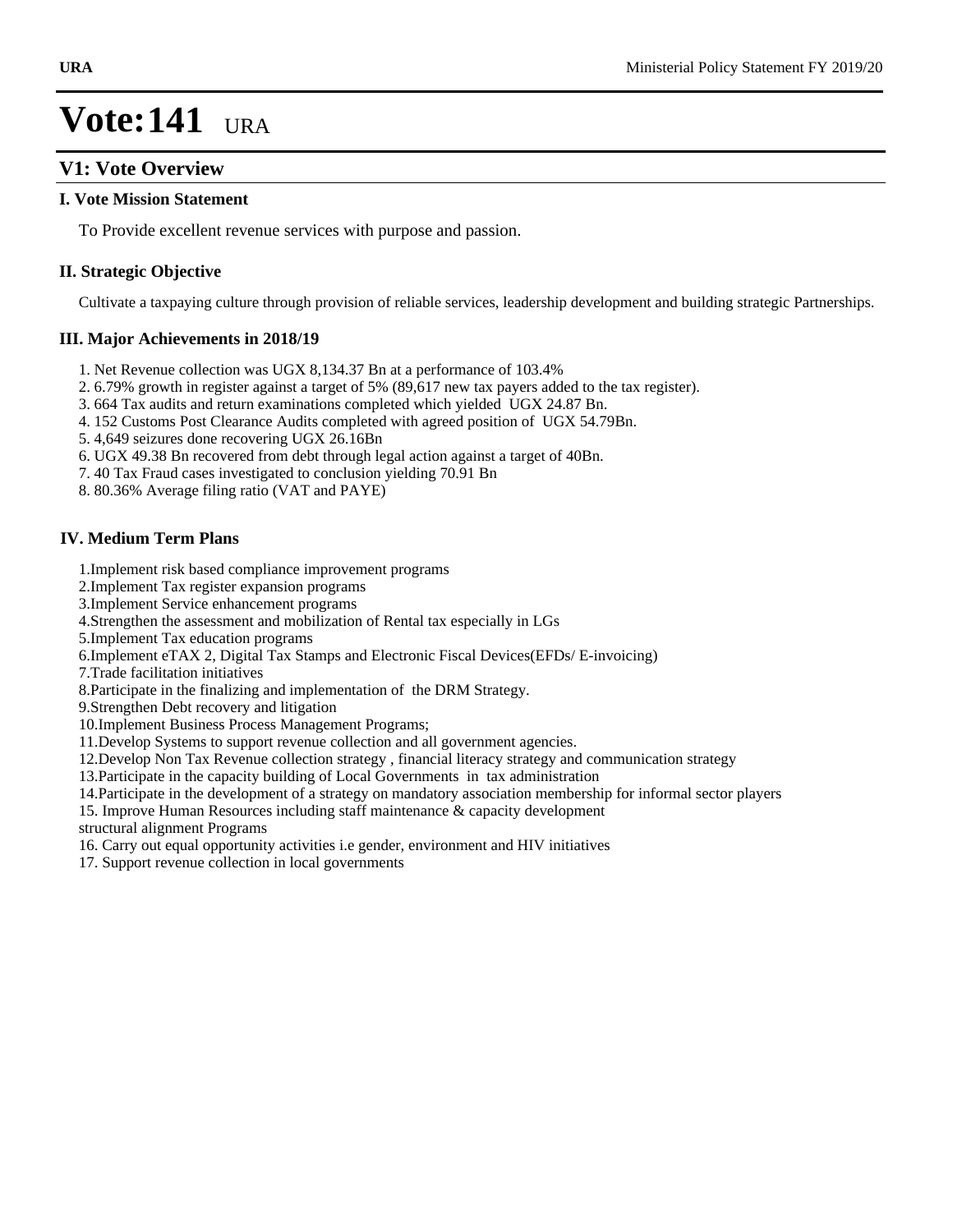# Vote:141 URA

## V1: Vote Overview

### I. Vote Mission Statement

To Provide excellent revenue services with purpose and passion.

### II. Strategic Objective

Cultivate a taxpaying culture through provision of reliable services, leadership development and building strategic Partnerships.

### III. Major Achievements in 2018/19

1. Net Revenue collection was UGX 8,134.37 Bn at a performance of 103.4%
2. 6.79% growth in register against a target of 5% (89,617 new tax payers added to the tax register).
3. 664 Tax audits and return examinations completed which yielded UGX 24.87 Bn.
4. 152 Customs Post Clearance Audits completed with agreed position of UGX 54.79Bn.
5. 4,649 seizures done recovering UGX 26.16Bn
6. UGX 49.38 Bn recovered from debt through legal action against a target of 40Bn.
7. 40 Tax Fraud cases investigated to conclusion yielding 70.91 Bn
8. 80.36% Average filing ratio (VAT and PAYE)

### IV. Medium Term Plans

1.Implement risk based compliance improvement programs
2.Implement Tax register expansion programs
3.Implement Service enhancement programs
4.Strengthen the assessment and mobilization of Rental tax especially in LGs
5.Implement Tax education programs
6.Implement eTAX 2, Digital Tax Stamps and Electronic Fiscal Devices(EFDs/ E-invoicing)
7.Trade facilitation initiatives
8.Participate in the finalizing and implementation of the DRM Strategy.
9.Strengthen Debt recovery and litigation
10.Implement Business Process Management Programs;
11.Develop Systems to support revenue collection and all government agencies.
12.Develop Non Tax Revenue collection strategy , financial literacy strategy and communication strategy
13.Participate in the capacity building of Local Governments in tax administration
14.Participate in the development of a strategy on mandatory association membership for informal sector players
15. Improve Human Resources including staff maintenance & capacity development
structural alignment Programs
16. Carry out equal opportunity activities i.e gender, environment and HIV initiatives
17. Support revenue collection in local governments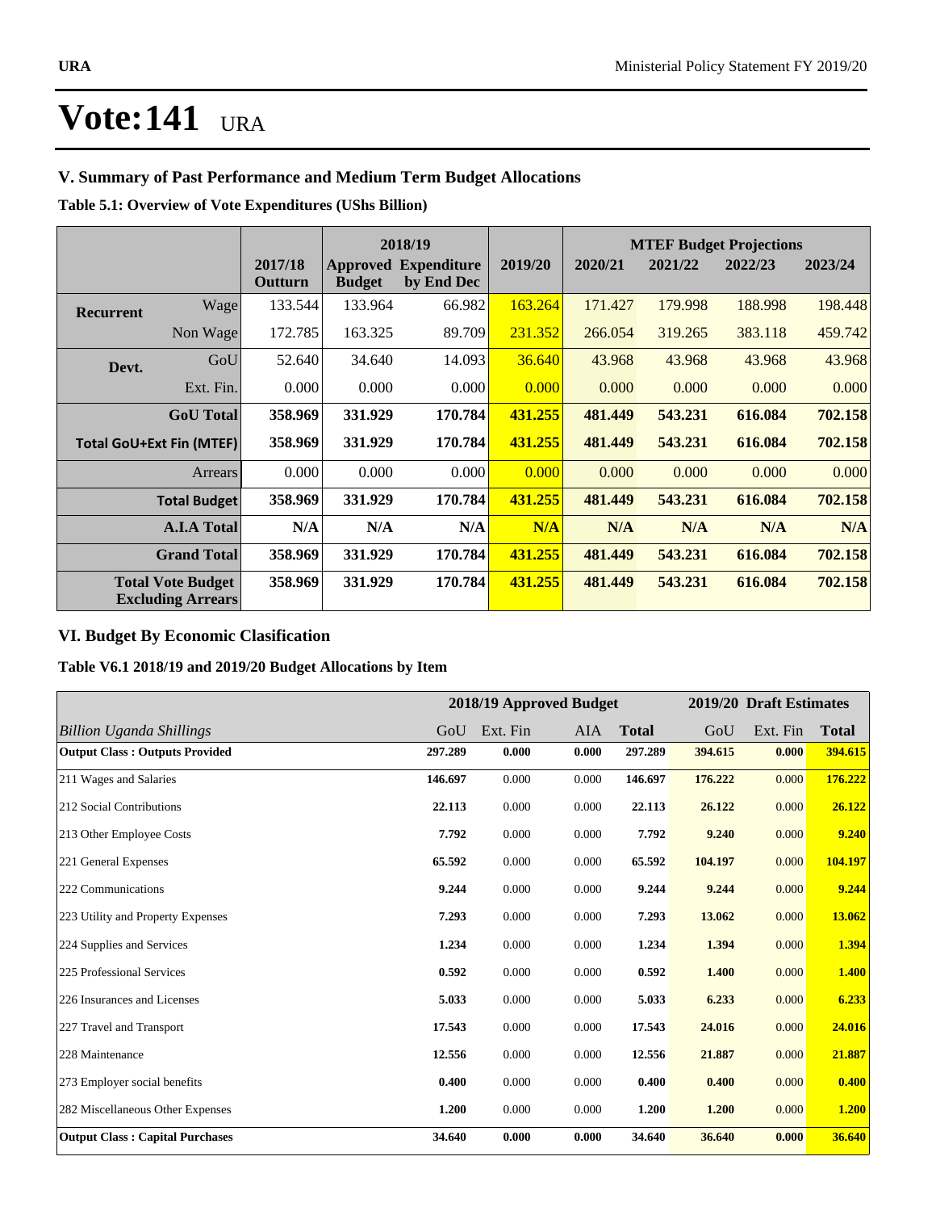# Vote:141 URA

## V. Summary of Past Performance and Medium Term Budget Allocations

**Table 5.1: Overview of Vote Expenditures (UShs Billion)**

| | | | 2018/19 | | | MTEF Budget Projections | | | |
|---|---|---|---|---|---|---|---|---|---|
| | | 2017/18 Outturn | Approved Budget | Expenditure by End Dec | 2019/20 | 2020/21 | 2021/22 | 2022/23 | 2023/24 |
| **Recurrent** | Wage | 133.544 | 133.964 | 66.982 | 163.264 | 171.427 | 179.998 | 188.998 | 198.448 |
| | Non Wage | 172.785 | 163.325 | 89.709 | 231.352 | 266.054 | 319.265 | 383.118 | 459.742 |
| **Devt.** | GoU | 52.640 | 34.640 | 14.093 | 36.640 | 43.968 | 43.968 | 43.968 | 43.968 |
| | Ext. Fin. | 0.000 | 0.000 | 0.000 | 0.000 | 0.000 | 0.000 | 0.000 | 0.000 |
| | **GoU Total** | **358.969** | **331.929** | **170.784** | **431.255** | **481.449** | **543.231** | **616.084** | **702.158** |
| **Total GoU+Ext Fin (MTEF)** | | **358.969** | **331.929** | **170.784** | **431.255** | **481.449** | **543.231** | **616.084** | **702.158** |
| | Arrears | 0.000 | 0.000 | 0.000 | 0.000 | 0.000 | 0.000 | 0.000 | 0.000 |
| | **Total Budget** | **358.969** | **331.929** | **170.784** | **431.255** | **481.449** | **543.231** | **616.084** | **702.158** |
| | **A.I.A Total** | **N/A** | **N/A** | **N/A** | **N/A** | **N/A** | **N/A** | **N/A** | **N/A** |
| | **Grand Total** | **358.969** | **331.929** | **170.784** | **431.255** | **481.449** | **543.231** | **616.084** | **702.158** |
| **Total Vote Budget Excluding Arrears** | | **358.969** | **331.929** | **170.784** | **431.255** | **481.449** | **543.231** | **616.084** | **702.158** |

## VI. Budget By Economic Clasification

**Table V6.1 2018/19 and 2019/20 Budget Allocations by Item**

| | 2018/19 Approved Budget | | | | 2019/20 Draft Estimates | | |
|---|---|---|---|---|---|---|---|
| *Billion Uganda Shillings* | GoU | Ext. Fin | AIA | **Total** | GoU | Ext. Fin | **Total** |
| **Output Class : Outputs Provided** | **297.289** | **0.000** | **0.000** | **297.289** | **394.615** | **0.000** | **394.615** |
| 211 Wages and Salaries | **146.697** | 0.000 | 0.000 | **146.697** | **176.222** | 0.000 | **176.222** |
| 212 Social Contributions | **22.113** | 0.000 | 0.000 | **22.113** | **26.122** | 0.000 | **26.122** |
| 213 Other Employee Costs | **7.792** | 0.000 | 0.000 | **7.792** | **9.240** | 0.000 | **9.240** |
| 221 General Expenses | **65.592** | 0.000 | 0.000 | **65.592** | **104.197** | 0.000 | **104.197** |
| 222 Communications | **9.244** | 0.000 | 0.000 | **9.244** | **9.244** | 0.000 | **9.244** |
| 223 Utility and Property Expenses | **7.293** | 0.000 | 0.000 | **7.293** | **13.062** | 0.000 | **13.062** |
| 224 Supplies and Services | **1.234** | 0.000 | 0.000 | **1.234** | **1.394** | 0.000 | **1.394** |
| 225 Professional Services | **0.592** | 0.000 | 0.000 | **0.592** | **1.400** | 0.000 | **1.400** |
| 226 Insurances and Licenses | **5.033** | 0.000 | 0.000 | **5.033** | **6.233** | 0.000 | **6.233** |
| 227 Travel and Transport | **17.543** | 0.000 | 0.000 | **17.543** | **24.016** | 0.000 | **24.016** |
| 228 Maintenance | **12.556** | 0.000 | 0.000 | **12.556** | **21.887** | 0.000 | **21.887** |
| 273 Employer social benefits | **0.400** | 0.000 | 0.000 | **0.400** | **0.400** | 0.000 | **0.400** |
| 282 Miscellaneous Other Expenses | **1.200** | 0.000 | 0.000 | **1.200** | **1.200** | 0.000 | **1.200** |
| **Output Class : Capital Purchases** | **34.640** | **0.000** | **0.000** | **34.640** | **36.640** | **0.000** | **36.640** |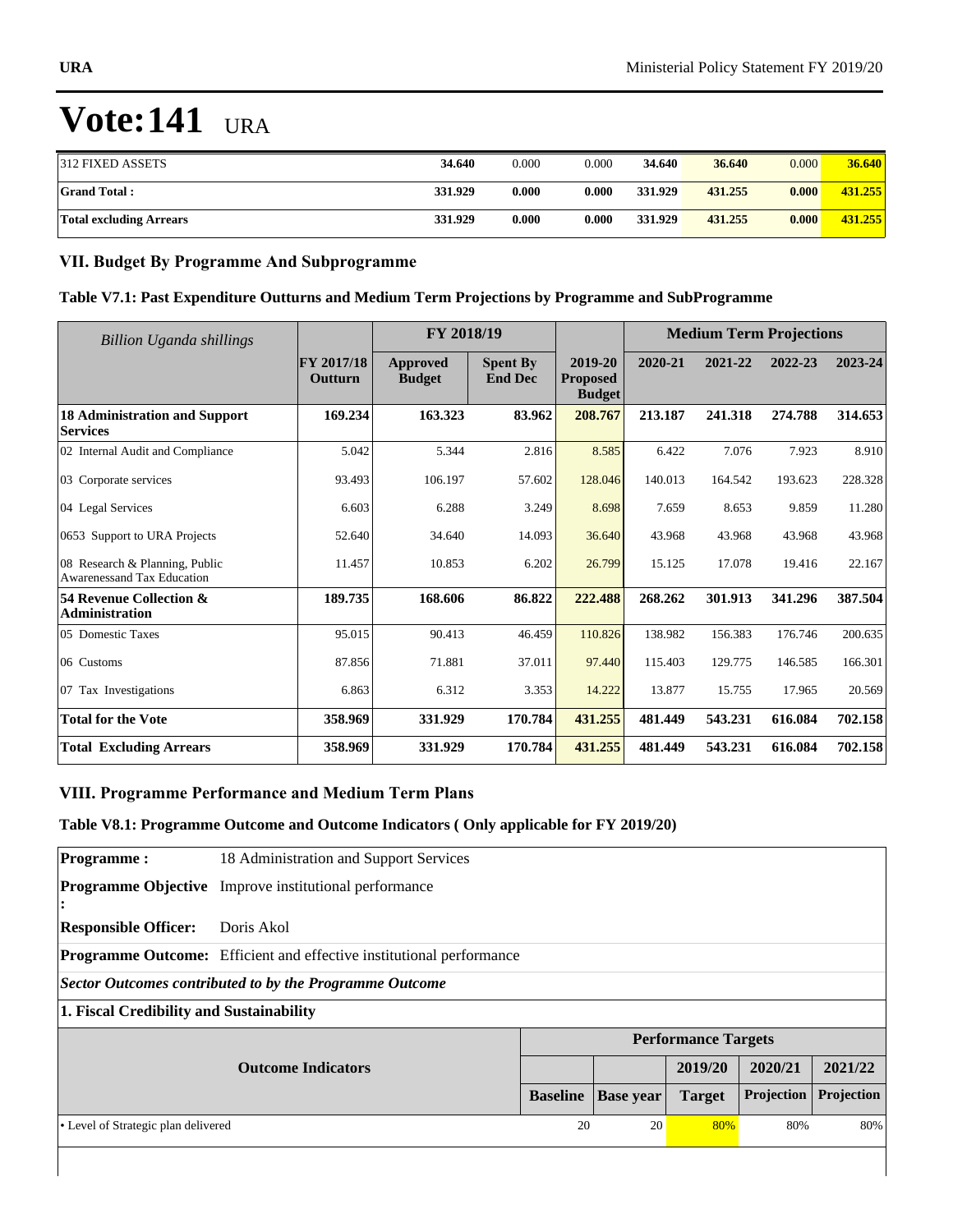# Vote:141 URA

| | | | | | | | |
|---|---|---|---|---|---|---|---|
| 312 FIXED ASSETS | **34.640** | 0.000 | 0.000 | **34.640** | **36.640** | 0.000 | **36.640** |
| **Grand Total :** | **331.929** | **0.000** | **0.000** | **331.929** | **431.255** | **0.000** | **431.255** |
| **Total excluding Arrears** | **331.929** | **0.000** | **0.000** | **331.929** | **431.255** | **0.000** | **431.255** |

## VII. Budget By Programme And Subprogramme

### Table V7.1: Past Expenditure Outturns and Medium Term Projections by Programme and SubProgramme

| *Billion Uganda shillings* | | FY 2018/19 | | | Medium Term Projections | | | |
|---|---|---|---|---|---|---|---|---|
| | **FY 2017/18 Outturn** | **Approved Budget** | **Spent By End Dec** | **2019-20 Proposed Budget** | **2020-21** | **2021-22** | **2022-23** | **2023-24** |
| **18 Administration and Support Services** | **169.234** | **163.323** | **83.962** | **208.767** | **213.187** | **241.318** | **274.788** | **314.653** |
| 02 Internal Audit and Compliance | 5.042 | 5.344 | 2.816 | 8.585 | 6.422 | 7.076 | 7.923 | 8.910 |
| 03 Corporate services | 93.493 | 106.197 | 57.602 | 128.046 | 140.013 | 164.542 | 193.623 | 228.328 |
| 04 Legal Services | 6.603 | 6.288 | 3.249 | 8.698 | 7.659 | 8.653 | 9.859 | 11.280 |
| 0653 Support to URA Projects | 52.640 | 34.640 | 14.093 | 36.640 | 43.968 | 43.968 | 43.968 | 43.968 |
| 08 Research & Planning, Public Awarenessand Tax Education | 11.457 | 10.853 | 6.202 | 26.799 | 15.125 | 17.078 | 19.416 | 22.167 |
| **54 Revenue Collection & Administration** | **189.735** | **168.606** | **86.822** | **222.488** | **268.262** | **301.913** | **341.296** | **387.504** |
| 05 Domestic Taxes | 95.015 | 90.413 | 46.459 | 110.826 | 138.982 | 156.383 | 176.746 | 200.635 |
| 06 Customs | 87.856 | 71.881 | 37.011 | 97.440 | 115.403 | 129.775 | 146.585 | 166.301 |
| 07 Tax Investigations | 6.863 | 6.312 | 3.353 | 14.222 | 13.877 | 15.755 | 17.965 | 20.569 |
| **Total for the Vote** | **358.969** | **331.929** | **170.784** | **431.255** | **481.449** | **543.231** | **616.084** | **702.158** |
| **Total Excluding Arrears** | **358.969** | **331.929** | **170.784** | **431.255** | **481.449** | **543.231** | **616.084** | **702.158** |

## VIII. Programme Performance and Medium Term Plans

### Table V8.1: Programme Outcome and Outcome Indicators ( Only applicable for FY 2019/20)

**Programme :** 18 Administration and Support Services

**Programme Objective :** Improve institutional performance

**Responsible Officer:** Doris Akol

**Programme Outcome:** Efficient and effective institutional performance

***Sector Outcomes contributed to by the Programme Outcome***

**1. Fiscal Credibility and Sustainability**

| Outcome Indicators | Performance Targets | | | | |
|---|---|---|---|---|---|
| | | | **2019/20** | **2020/21** | **2021/22** |
| | **Baseline** | **Base year** | **Target** | **Projection** | **Projection** |
| • Level of Strategic plan delivered | 20 | 20 | 80% | 80% | 80% |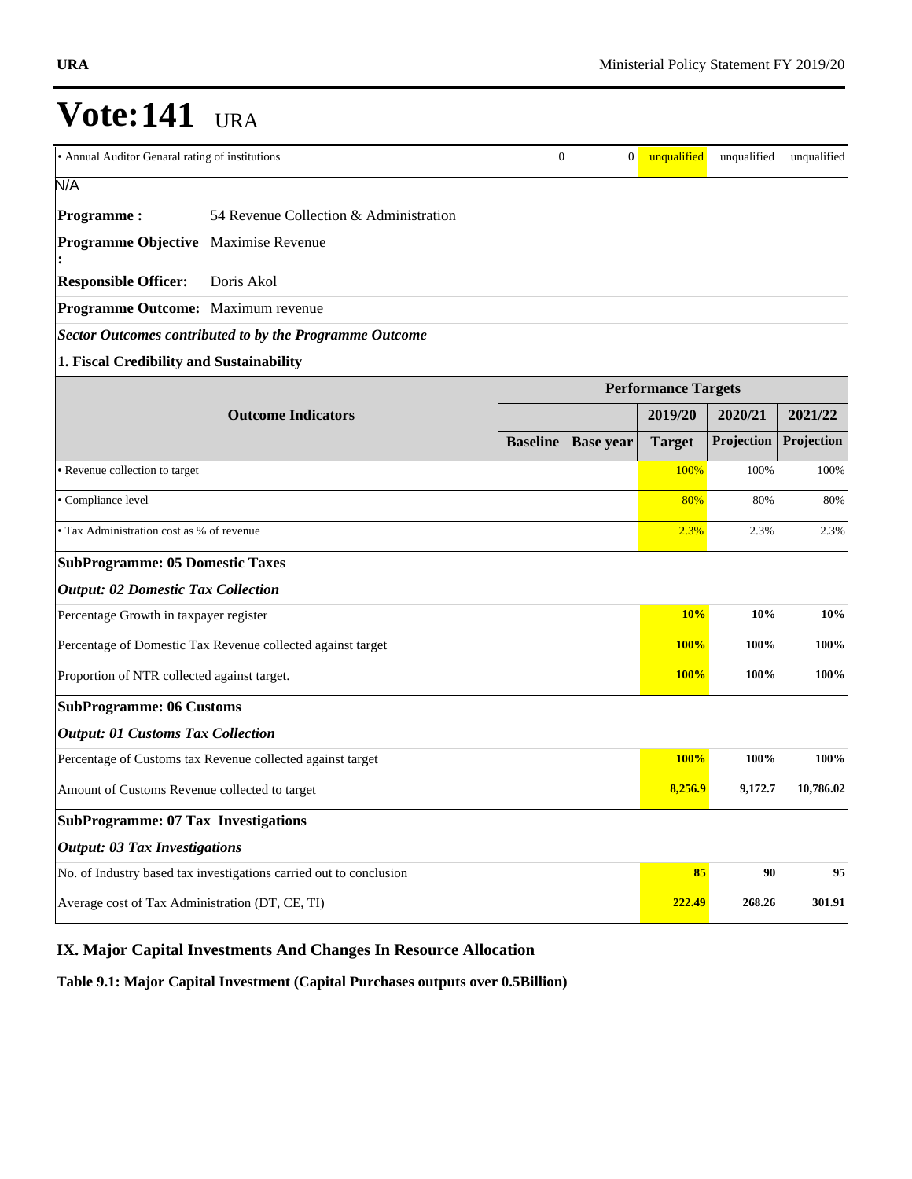# Vote:141 URA

| | | | | | |
|---|---|---|---|---|---|
| • Annual Auditor Genaral rating of institutions | 0 | 0 | unqualified | unqualified | unqualified |

N/A

**Programme :** 54 Revenue Collection & Administration

**Programme Objective :** Maximise Revenue

**Responsible Officer:** Doris Akol

**Programme Outcome:** Maximum revenue

***Sector Outcomes contributed to by the Programme Outcome***

**1. Fiscal Credibility and Sustainability**

| Outcome Indicators | Performance Targets | | | | |
|---|---|---|---|---|---|
| | | | 2019/20 | 2020/21 | 2021/22 |
| | Baseline | Base year | Target | Projection | Projection |
| • Revenue collection to target | | | 100% | 100% | 100% |
| • Compliance level | | | 80% | 80% | 80% |
| • Tax Administration cost as % of revenue | | | 2.3% | 2.3% | 2.3% |
| **SubProgramme: 05 Domestic Taxes** | | | | | |
| ***Output: 02 Domestic Tax Collection*** | | | | | |
| Percentage Growth in taxpayer register | | | **10%** | **10%** | **10%** |
| Percentage of Domestic Tax Revenue collected against target | | | **100%** | **100%** | **100%** |
| Proportion of NTR collected against target. | | | **100%** | **100%** | **100%** |
| **SubProgramme: 06 Customs** | | | | | |
| ***Output: 01 Customs Tax Collection*** | | | | | |
| Percentage of Customs tax Revenue collected against target | | | **100%** | **100%** | **100%** |
| Amount of Customs Revenue collected to target | | | **8,256.9** | **9,172.7** | **10,786.02** |
| **SubProgramme: 07 Tax Investigations** | | | | | |
| ***Output: 03 Tax Investigations*** | | | | | |
| No. of Industry based tax investigations carried out to conclusion | | | **85** | **90** | **95** |
| Average cost of Tax Administration (DT, CE, TI) | | | **222.49** | **268.26** | **301.91** |

## IX. Major Capital Investments And Changes In Resource Allocation

**Table 9.1: Major Capital Investment (Capital Purchases outputs over 0.5Billion)**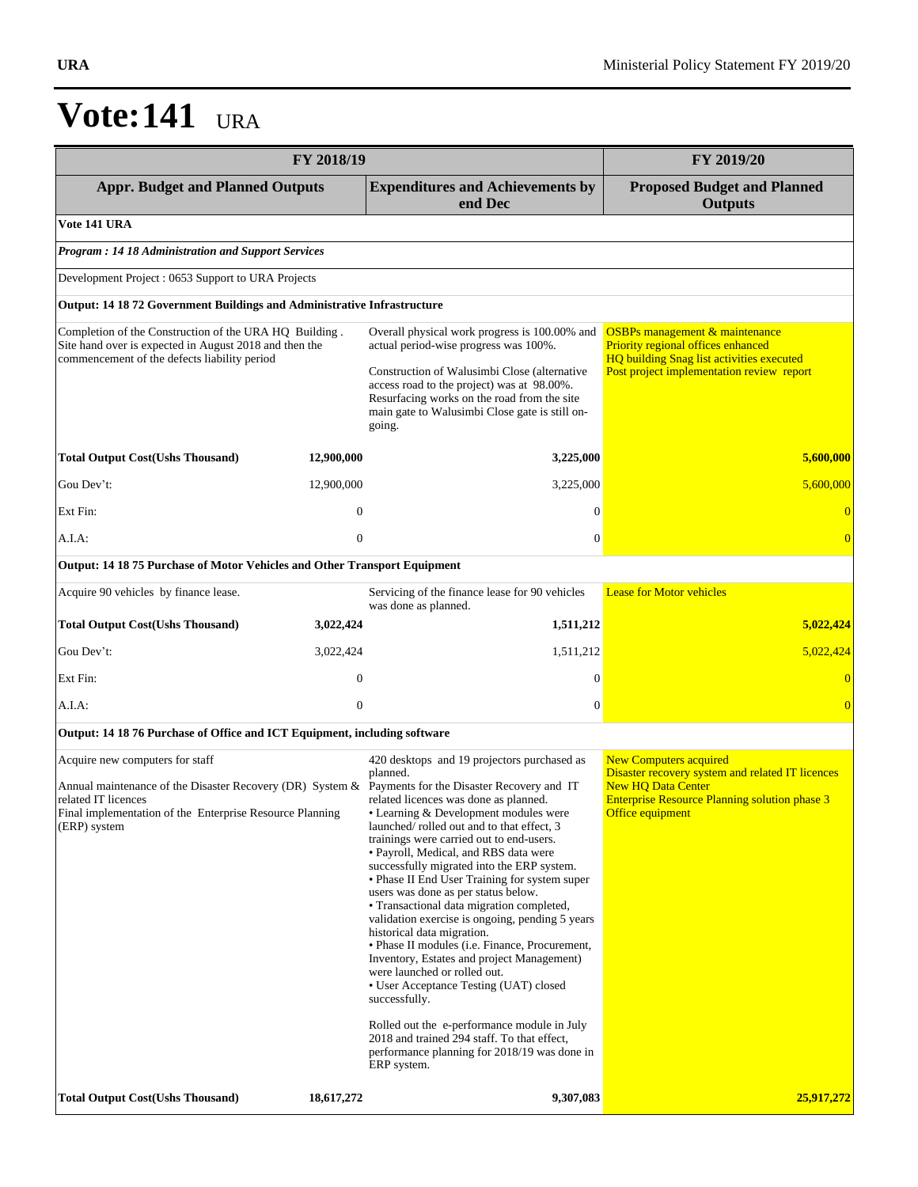# Vote:141 URA

| FY 2018/19 | | | FY 2019/20 |
|---|---|---|---|
| **Appr. Budget and Planned Outputs** | | **Expenditures and Achievements by end Dec** | **Proposed Budget and Planned Outputs** |
| **Vote 141 URA** | | | |
| ***Program : 14 18 Administration and Support Services*** | | | |
| Development Project : 0653 Support to URA Projects | | | |
| **Output: 14 18 72 Government Buildings and Administrative Infrastructure** | | | |
| Completion of the Construction of the URA HQ Building . Site hand over is expected in August 2018 and then the commencement of the defects liability period | | Overall physical work progress is 100.00% and actual period-wise progress was 100%.<br><br>Construction of Walusimbi Close (alternative access road to the project) was at 98.00%. Resurfacing works on the road from the site main gate to Walusimbi Close gate is still on-going. | OSBPs management & maintenance<br>Priority regional offices enhanced<br>HQ building Snag list activities executed<br>Post project implementation review report |
| **Total Output Cost(Ushs Thousand)** | **12,900,000** | **3,225,000** | **5,600,000** |
| Gou Dev't: | 12,900,000 | 3,225,000 | 5,600,000 |
| Ext Fin: | 0 | 0 | 0 |
| A.I.A: | 0 | 0 | 0 |
| **Output: 14 18 75 Purchase of Motor Vehicles and Other Transport Equipment** | | | |
| Acquire 90 vehicles by finance lease. | | Servicing of the finance lease for 90 vehicles was done as planned. | Lease for Motor vehicles |
| **Total Output Cost(Ushs Thousand)** | **3,022,424** | **1,511,212** | **5,022,424** |
| Gou Dev't: | 3,022,424 | 1,511,212 | 5,022,424 |
| Ext Fin: | 0 | 0 | 0 |
| A.I.A: | 0 | 0 | 0 |
| **Output: 14 18 76 Purchase of Office and ICT Equipment, including software** | | | |
| Acquire new computers for staff<br><br>Annual maintenance of the Disaster Recovery (DR) System & related IT licences<br>Final implementation of the Enterprise Resource Planning (ERP) system | | 420 desktops and 19 projectors purchased as planned.<br>Payments for the Disaster Recovery and IT related licences was done as planned.<br>• Learning & Development modules were launched/ rolled out and to that effect, 3 trainings were carried out to end-users.<br>• Payroll, Medical, and RBS data were successfully migrated into the ERP system.<br>• Phase II End User Training for system super users was done as per status below.<br>• Transactional data migration completed, validation exercise is ongoing, pending 5 years historical data migration.<br>• Phase II modules (i.e. Finance, Procurement, Inventory, Estates and project Management) were launched or rolled out.<br>• User Acceptance Testing (UAT) closed successfully.<br><br>Rolled out the e-performance module in July 2018 and trained 294 staff. To that effect, performance planning for 2018/19 was done in ERP system. | New Computers acquired<br>Disaster recovery system and related IT licences<br>New HQ Data Center<br>Enterprise Resource Planning solution phase 3<br>Office equipment |
| **Total Output Cost(Ushs Thousand)** | **18,617,272** | **9,307,083** | **25,917,272** |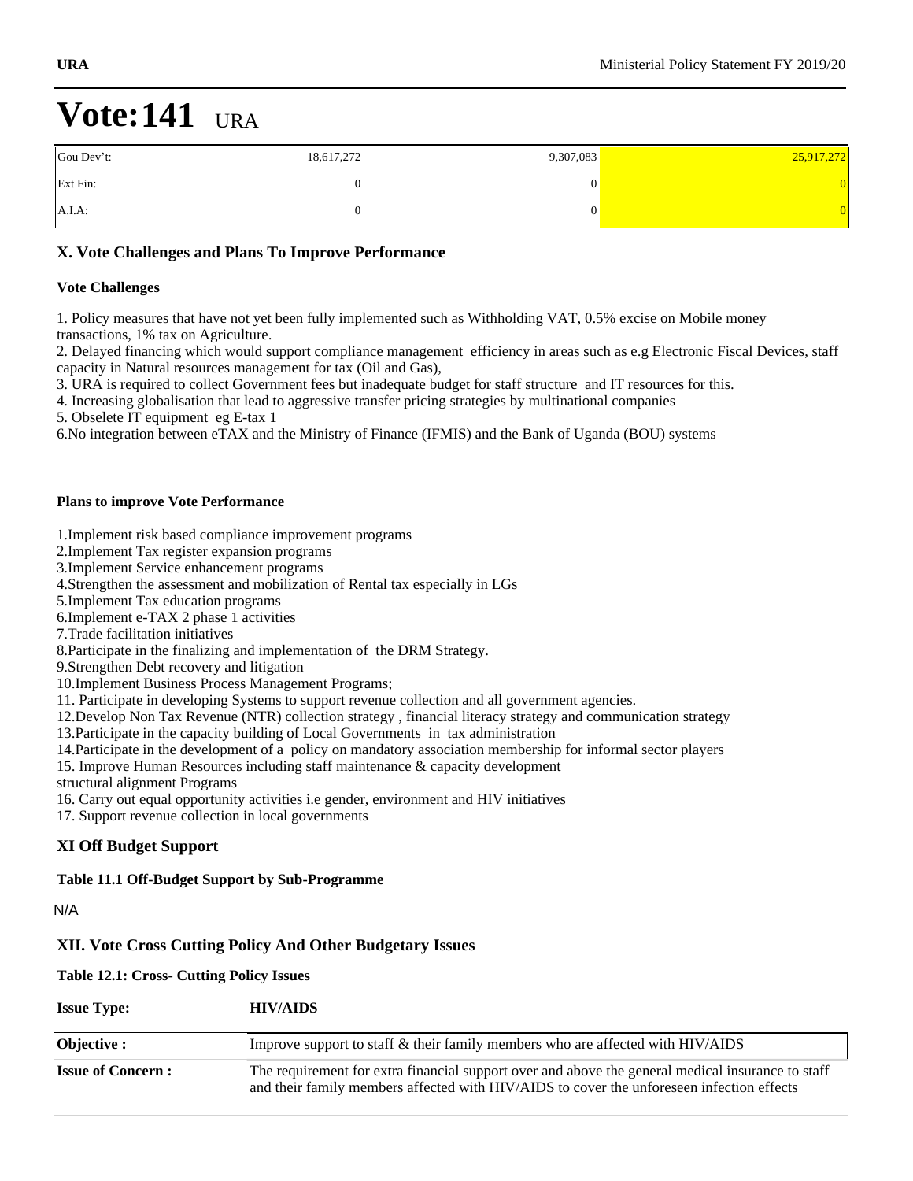# Vote:141 URA

| | | | |
|---|---|---|---|
| Gou Dev't: | 18,617,272 | 9,307,083 | 25,917,272 |
| Ext Fin: | 0 | 0 | 0 |
| A.I.A: | 0 | 0 | 0 |

## X. Vote Challenges and Plans To Improve Performance

### Vote Challenges

1. Policy measures that have not yet been fully implemented such as Withholding VAT, 0.5% excise on Mobile money transactions, 1% tax on Agriculture.
2. Delayed financing which would support compliance management efficiency in areas such as e.g Electronic Fiscal Devices, staff capacity in Natural resources management for tax (Oil and Gas),
3. URA is required to collect Government fees but inadequate budget for staff structure and IT resources for this.
4. Increasing globalisation that lead to aggressive transfer pricing strategies by multinational companies
5. Obselete IT equipment eg E-tax 1
6.No integration between eTAX and the Ministry of Finance (IFMIS) and the Bank of Uganda (BOU) systems

### Plans to improve Vote Performance

1.Implement risk based compliance improvement programs
2.Implement Tax register expansion programs
3.Implement Service enhancement programs
4.Strengthen the assessment and mobilization of Rental tax especially in LGs
5.Implement Tax education programs
6.Implement e-TAX 2 phase 1 activities
7.Trade facilitation initiatives
8.Participate in the finalizing and implementation of the DRM Strategy.
9.Strengthen Debt recovery and litigation
10.Implement Business Process Management Programs;
11. Participate in developing Systems to support revenue collection and all government agencies.
12.Develop Non Tax Revenue (NTR) collection strategy , financial literacy strategy and communication strategy
13.Participate in the capacity building of Local Governments in tax administration
14.Participate in the development of a policy on mandatory association membership for informal sector players
15. Improve Human Resources including staff maintenance & capacity development
structural alignment Programs
16. Carry out equal opportunity activities i.e gender, environment and HIV initiatives
17. Support revenue collection in local governments

## XI Off Budget Support

### Table 11.1 Off-Budget Support by Sub-Programme

N/A

## XII. Vote Cross Cutting Policy And Other Budgetary Issues

### Table 12.1: Cross- Cutting Policy Issues

| **Issue Type:** | **HIV/AIDS** |
|---|---|
| **Objective :** | Improve support to staff & their family members who are affected with HIV/AIDS |
| **Issue of Concern :** | The requirement for extra financial support over and above the general medical insurance to staff and their family members affected with HIV/AIDS to cover the unforeseen infection effects |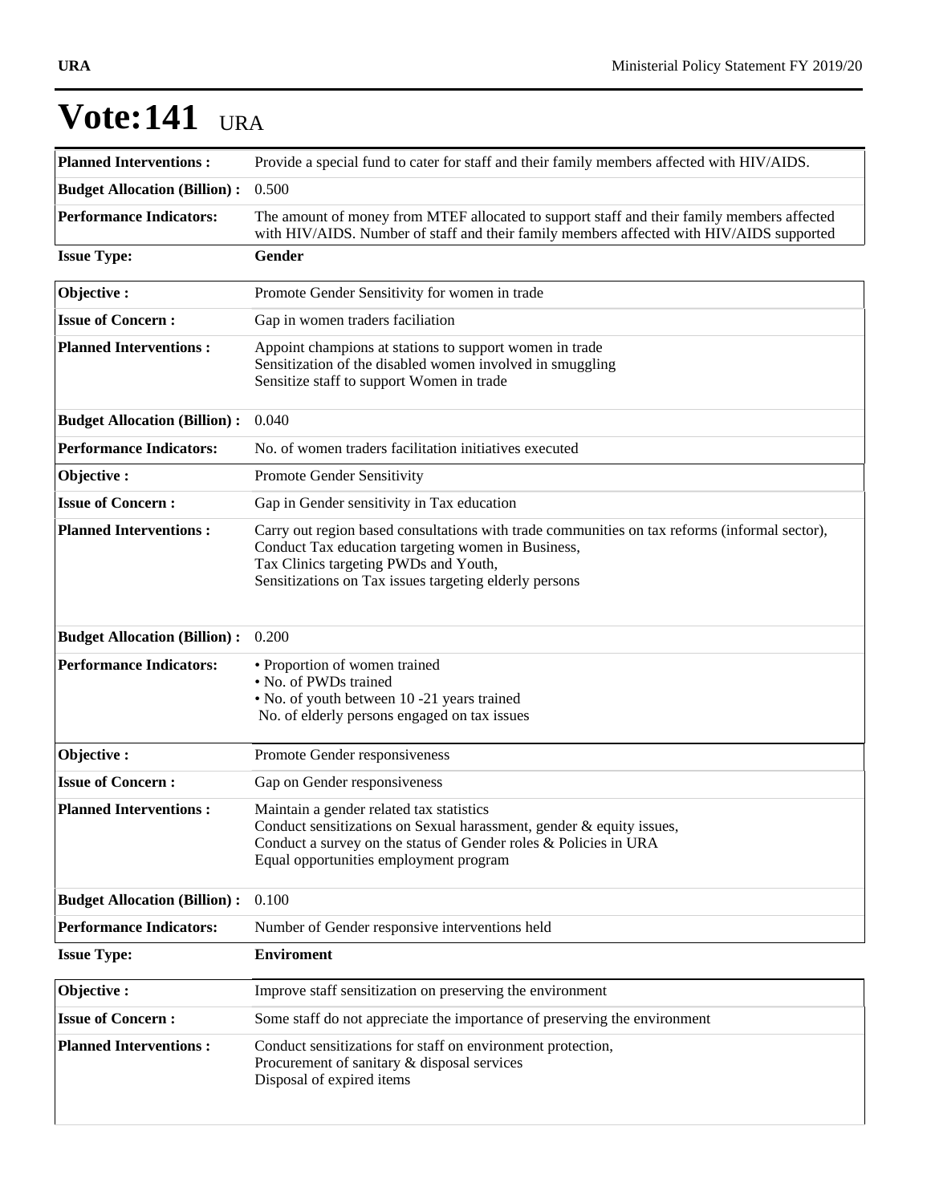# Vote:141 URA

| | |
|---|---|
| **Planned Interventions :** | Provide a special fund to cater for staff and their family members affected with HIV/AIDS. |
| **Budget Allocation (Billion) :** | 0.500 |
| **Performance Indicators:** | The amount of money from MTEF allocated to support staff and their family members affected with HIV/AIDS. Number of staff and their family members affected with HIV/AIDS supported |

**Issue Type:** **Gender**

| | |
|---|---|
| **Objective :** | Promote Gender Sensitivity for women in trade |
| **Issue of Concern :** | Gap in women traders faciliation |
| **Planned Interventions :** | Appoint champions at stations to support women in trade<br>Sensitization of the disabled women involved in smuggling<br>Sensitize staff to support Women in trade |
| **Budget Allocation (Billion) :** | 0.040 |
| **Performance Indicators:** | No. of women traders facilitation initiatives executed |
| **Objective :** | Promote Gender Sensitivity |
| **Issue of Concern :** | Gap in Gender sensitivity in Tax education |
| **Planned Interventions :** | Carry out region based consultations with trade communities on tax reforms (informal sector),<br>Conduct Tax education targeting women in Business,<br>Tax Clinics targeting PWDs and Youth,<br>Sensitizations on Tax issues targeting elderly persons |
| **Budget Allocation (Billion) :** | 0.200 |
| **Performance Indicators:** | • Proportion of women trained<br>• No. of PWDs trained<br>• No. of youth between 10 -21 years trained<br>No. of elderly persons engaged on tax issues |
| **Objective :** | Promote Gender responsiveness |
| **Issue of Concern :** | Gap on Gender responsiveness |
| **Planned Interventions :** | Maintain a gender related tax statistics<br>Conduct sensitizations on Sexual harassment, gender & equity issues,<br>Conduct a survey on the status of Gender roles & Policies in URA<br>Equal opportunities employment program |
| **Budget Allocation (Billion) :** | 0.100 |
| **Performance Indicators:** | Number of Gender responsive interventions held |

**Issue Type:** **Enviroment**

| | |
|---|---|
| **Objective :** | Improve staff sensitization on preserving the environment |
| **Issue of Concern :** | Some staff do not appreciate the importance of preserving the environment |
| **Planned Interventions :** | Conduct sensitizations for staff on environment protection,<br>Procurement of sanitary & disposal services<br>Disposal of expired items |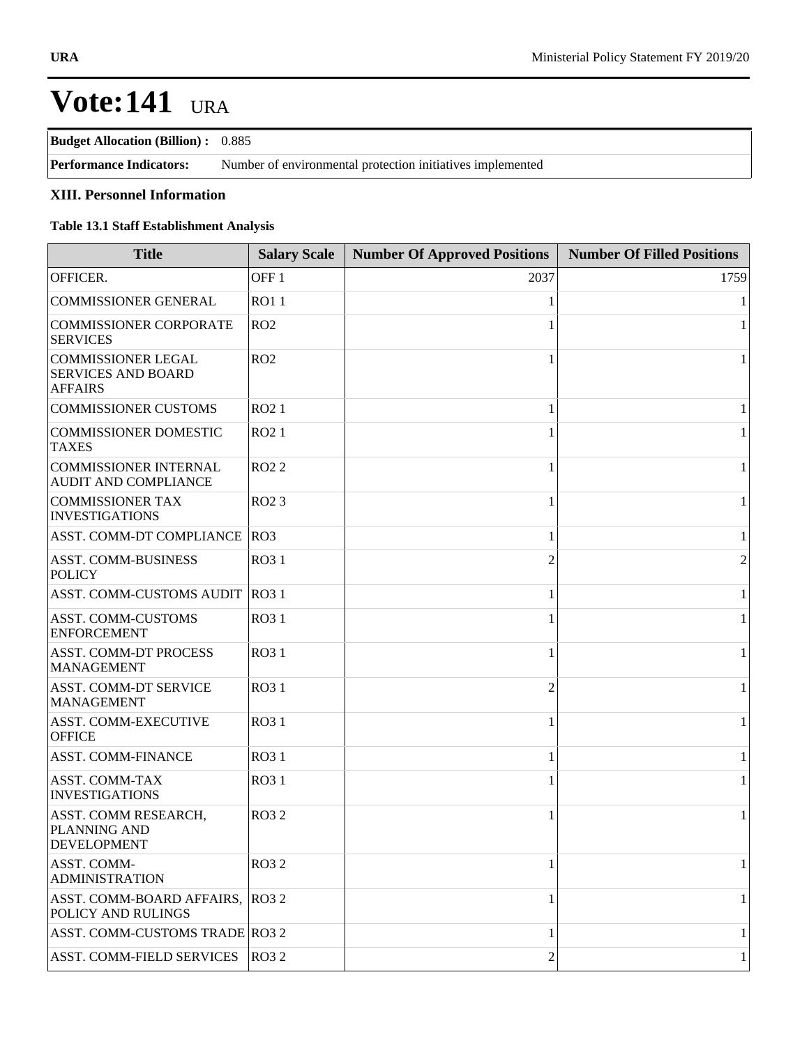# Vote:141 URA

| **Budget Allocation (Billion) :** | 0.885 |
|---|---|
| **Performance Indicators:** | Number of environmental protection initiatives implemented |

### XIII. Personnel Information

**Table 13.1 Staff Establishment Analysis**

| Title | Salary Scale | Number Of Approved Positions | Number Of Filled Positions |
|---|---|---|---|
| OFFICER. | OFF 1 | 2037 | 1759 |
| COMMISSIONER GENERAL | RO1 1 | 1 | 1 |
| COMMISSIONER CORPORATE SERVICES | RO2 | 1 | 1 |
| COMMISSIONER LEGAL SERVICES AND BOARD AFFAIRS | RO2 | 1 | 1 |
| COMMISSIONER CUSTOMS | RO2 1 | 1 | 1 |
| COMMISSIONER DOMESTIC TAXES | RO2 1 | 1 | 1 |
| COMMISSIONER INTERNAL AUDIT AND COMPLIANCE | RO2 2 | 1 | 1 |
| COMMISSIONER TAX INVESTIGATIONS | RO2 3 | 1 | 1 |
| ASST. COMM-DT COMPLIANCE | RO3 | 1 | 1 |
| ASST. COMM-BUSINESS POLICY | RO3 1 | 2 | 2 |
| ASST. COMM-CUSTOMS AUDIT | RO3 1 | 1 | 1 |
| ASST. COMM-CUSTOMS ENFORCEMENT | RO3 1 | 1 | 1 |
| ASST. COMM-DT PROCESS MANAGEMENT | RO3 1 | 1 | 1 |
| ASST. COMM-DT SERVICE MANAGEMENT | RO3 1 | 2 | 1 |
| ASST. COMM-EXECUTIVE OFFICE | RO3 1 | 1 | 1 |
| ASST. COMM-FINANCE | RO3 1 | 1 | 1 |
| ASST. COMM-TAX INVESTIGATIONS | RO3 1 | 1 | 1 |
| ASST. COMM RESEARCH, PLANNING AND DEVELOPMENT | RO3 2 | 1 | 1 |
| ASST. COMM-ADMINISTRATION | RO3 2 | 1 | 1 |
| ASST. COMM-BOARD AFFAIRS, POLICY AND RULINGS | RO3 2 | 1 | 1 |
| ASST. COMM-CUSTOMS TRADE | RO3 2 | 1 | 1 |
| ASST. COMM-FIELD SERVICES | RO3 2 | 2 | 1 |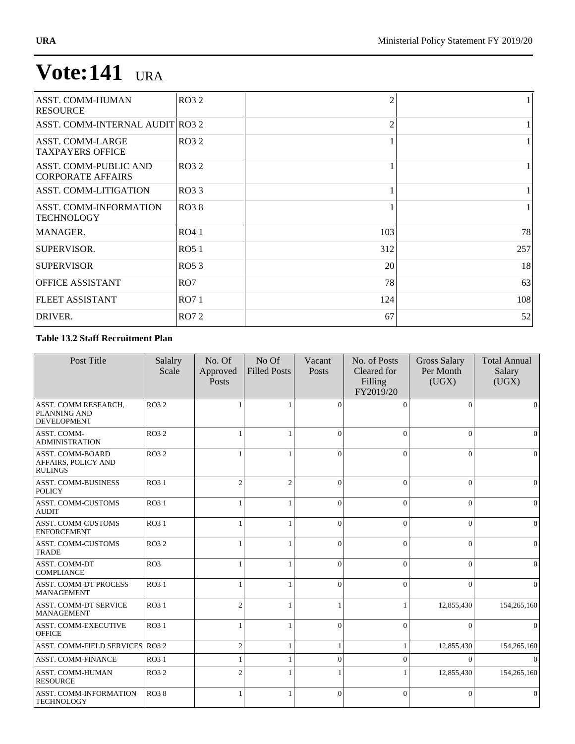# Vote:141 URA

| | | | |
|---|---|---|---|
| ASST. COMM-HUMAN RESOURCE | RO3 2 | 2 | 1 |
| ASST. COMM-INTERNAL AUDIT | RO3 2 | 2 | 1 |
| ASST. COMM-LARGE TAXPAYERS OFFICE | RO3 2 | 1 | 1 |
| ASST. COMM-PUBLIC AND CORPORATE AFFAIRS | RO3 2 | 1 | 1 |
| ASST. COMM-LITIGATION | RO3 3 | 1 | 1 |
| ASST. COMM-INFORMATION TECHNOLOGY | RO3 8 | 1 | 1 |
| MANAGER. | RO4 1 | 103 | 78 |
| SUPERVISOR. | RO5 1 | 312 | 257 |
| SUPERVISOR | RO5 3 | 20 | 18 |
| OFFICE ASSISTANT | RO7 | 78 | 63 |
| FLEET ASSISTANT | RO7 1 | 124 | 108 |
| DRIVER. | RO7 2 | 67 | 52 |

**Table 13.2 Staff Recruitment Plan**

| Post Title | Salalry Scale | No. Of Approved Posts | No Of Filled Posts | Vacant Posts | No. of Posts Cleared for Filling FY2019/20 | Gross Salary Per Month (UGX) | Total Annual Salary (UGX) |
|---|---|---|---|---|---|---|---|
| ASST. COMM RESEARCH, PLANNING AND DEVELOPMENT | RO3 2 | 1 | 1 | 0 | 0 | 0 | 0 |
| ASST. COMM-ADMINISTRATION | RO3 2 | 1 | 1 | 0 | 0 | 0 | 0 |
| ASST. COMM-BOARD AFFAIRS, POLICY AND RULINGS | RO3 2 | 1 | 1 | 0 | 0 | 0 | 0 |
| ASST. COMM-BUSINESS POLICY | RO3 1 | 2 | 2 | 0 | 0 | 0 | 0 |
| ASST. COMM-CUSTOMS AUDIT | RO3 1 | 1 | 1 | 0 | 0 | 0 | 0 |
| ASST. COMM-CUSTOMS ENFORCEMENT | RO3 1 | 1 | 1 | 0 | 0 | 0 | 0 |
| ASST. COMM-CUSTOMS TRADE | RO3 2 | 1 | 1 | 0 | 0 | 0 | 0 |
| ASST. COMM-DT COMPLIANCE | RO3 | 1 | 1 | 0 | 0 | 0 | 0 |
| ASST. COMM-DT PROCESS MANAGEMENT | RO3 1 | 1 | 1 | 0 | 0 | 0 | 0 |
| ASST. COMM-DT SERVICE MANAGEMENT | RO3 1 | 2 | 1 | 1 | 1 | 12,855,430 | 154,265,160 |
| ASST. COMM-EXECUTIVE OFFICE | RO3 1 | 1 | 1 | 0 | 0 | 0 | 0 |
| ASST. COMM-FIELD SERVICES | RO3 2 | 2 | 1 | 1 | 1 | 12,855,430 | 154,265,160 |
| ASST. COMM-FINANCE | RO3 1 | 1 | 1 | 0 | 0 | 0 | 0 |
| ASST. COMM-HUMAN RESOURCE | RO3 2 | 2 | 1 | 1 | 1 | 12,855,430 | 154,265,160 |
| ASST. COMM-INFORMATION TECHNOLOGY | RO3 8 | 1 | 1 | 0 | 0 | 0 | 0 |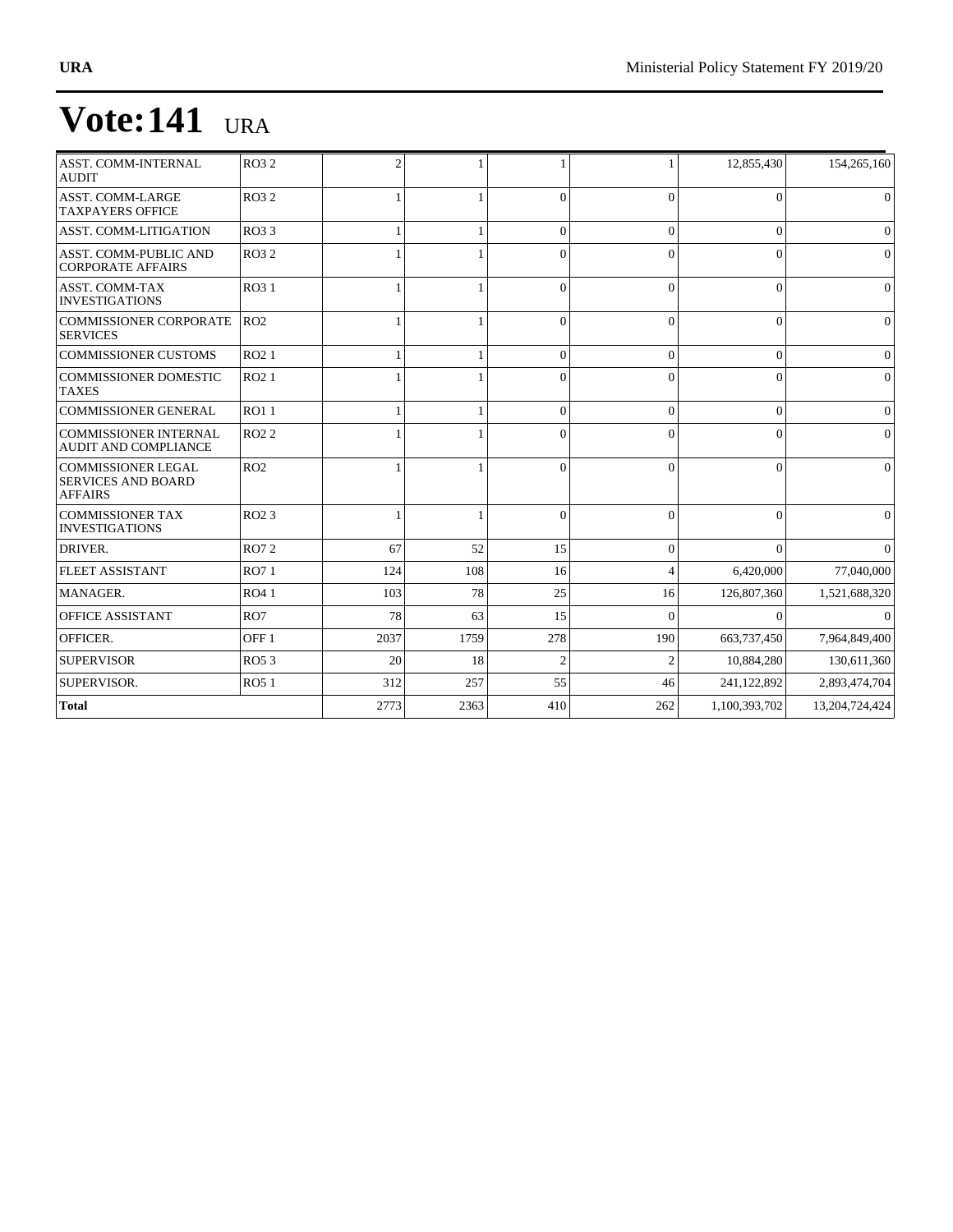# Vote:141 URA

| | | | | | | | |
|---|---|---|---|---|---|---|---|
| ASST. COMM-INTERNAL AUDIT | RO3 2 | 2 | 1 | 1 | 1 | 12,855,430 | 154,265,160 |
| ASST. COMM-LARGE TAXPAYERS OFFICE | RO3 2 | 1 | 1 | 0 | 0 | 0 | 0 |
| ASST. COMM-LITIGATION | RO3 3 | 1 | 1 | 0 | 0 | 0 | 0 |
| ASST. COMM-PUBLIC AND CORPORATE AFFAIRS | RO3 2 | 1 | 1 | 0 | 0 | 0 | 0 |
| ASST. COMM-TAX INVESTIGATIONS | RO3 1 | 1 | 1 | 0 | 0 | 0 | 0 |
| COMMISSIONER CORPORATE SERVICES | RO2 | 1 | 1 | 0 | 0 | 0 | 0 |
| COMMISSIONER CUSTOMS | RO2 1 | 1 | 1 | 0 | 0 | 0 | 0 |
| COMMISSIONER DOMESTIC TAXES | RO2 1 | 1 | 1 | 0 | 0 | 0 | 0 |
| COMMISSIONER GENERAL | RO1 1 | 1 | 1 | 0 | 0 | 0 | 0 |
| COMMISSIONER INTERNAL AUDIT AND COMPLIANCE | RO2 2 | 1 | 1 | 0 | 0 | 0 | 0 |
| COMMISSIONER LEGAL SERVICES AND BOARD AFFAIRS | RO2 | 1 | 1 | 0 | 0 | 0 | 0 |
| COMMISSIONER TAX INVESTIGATIONS | RO2 3 | 1 | 1 | 0 | 0 | 0 | 0 |
| DRIVER. | RO7 2 | 67 | 52 | 15 | 0 | 0 | 0 |
| FLEET ASSISTANT | RO7 1 | 124 | 108 | 16 | 4 | 6,420,000 | 77,040,000 |
| MANAGER. | RO4 1 | 103 | 78 | 25 | 16 | 126,807,360 | 1,521,688,320 |
| OFFICE ASSISTANT | RO7 | 78 | 63 | 15 | 0 | 0 | 0 |
| OFFICER. | OFF 1 | 2037 | 1759 | 278 | 190 | 663,737,450 | 7,964,849,400 |
| SUPERVISOR | RO5 3 | 20 | 18 | 2 | 2 | 10,884,280 | 130,611,360 |
| SUPERVISOR. | RO5 1 | 312 | 257 | 55 | 46 | 241,122,892 | 2,893,474,704 |
| **Total** | | 2773 | 2363 | 410 | 262 | 1,100,393,702 | 13,204,724,424 |